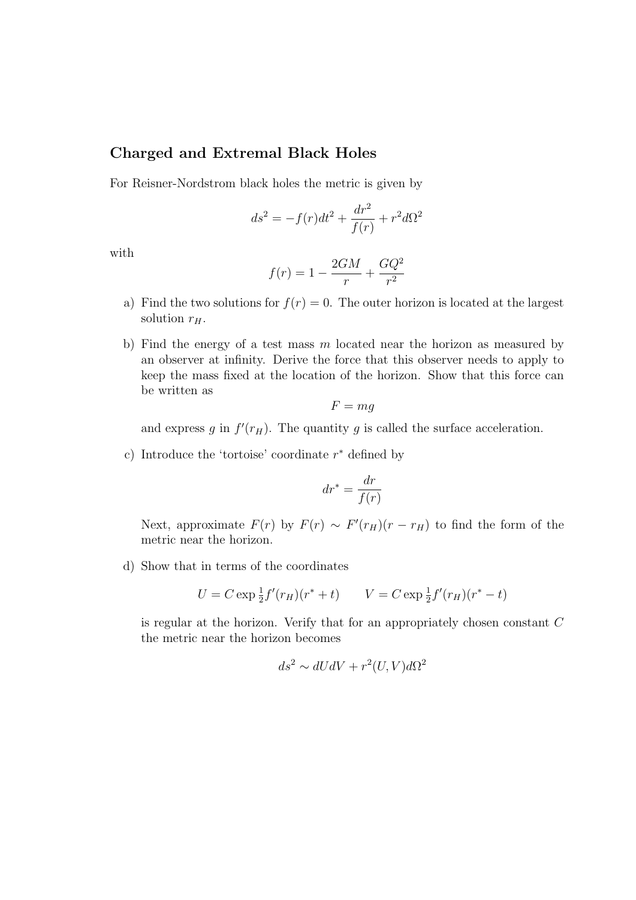## Charged and Extremal Black Holes

For Reisner-Nordstrom black holes the metric is given by

$$ds^2 = -f(r)dt^2 + \frac{dr^2}{f(r)} + r^2 d\Omega^2$$

with

$$f(r) = 1 - \frac{2GM}{r} + \frac{GQ^2}{r^2}$$

a) Find the two solutions for $f(r) = 0$. The outer horizon is located at the largest solution $r_H$.

b) Find the energy of a test mass $m$ located near the horizon as measured by an observer at infinity. Derive the force that this observer needs to apply to keep the mass fixed at the location of the horizon. Show that this force can be written as

$$F = mg$$

and express $g$ in $f'(r_H)$. The quantity $g$ is called the surface acceleration.

c) Introduce the 'tortoise' coordinate $r^*$ defined by

$$dr^* = \frac{dr}{f(r)}$$

Next, approximate $F(r)$ by $F(r) \sim F'(r_H)(r - r_H)$ to find the form of the metric near the horizon.

d) Show that in terms of the coordinates

$$U = C \exp \tfrac{1}{2} f'(r_H)(r^* + t) \qquad V = C \exp \tfrac{1}{2} f'(r_H)(r^* - t)$$

is regular at the horizon. Verify that for an appropriately chosen constant $C$ the metric near the horizon becomes

$$ds^2 \sim dUdV + r^2(U, V)d\Omega^2$$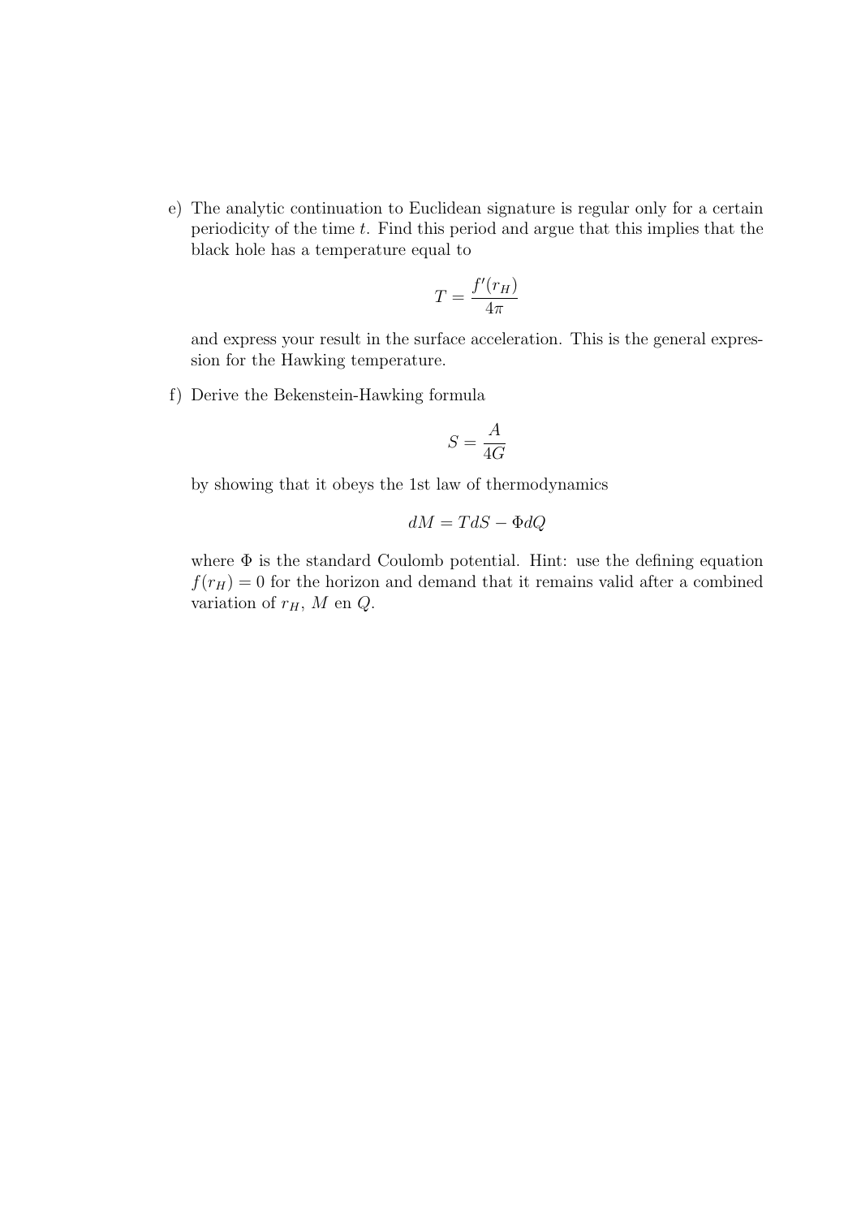e) The analytic continuation to Euclidean signature is regular only for a certain periodicity of the time $t$. Find this period and argue that this implies that the black hole has a temperature equal to

$$T = \frac{f'(r_H)}{4\pi}$$

and express your result in the surface acceleration. This is the general expression for the Hawking temperature.

f) Derive the Bekenstein-Hawking formula

$$S = \frac{A}{4G}$$

by showing that it obeys the 1st law of thermodynamics

$$dM = TdS - \Phi dQ$$

where $\Phi$ is the standard Coulomb potential. Hint: use the defining equation $f(r_H) = 0$ for the horizon and demand that it remains valid after a combined variation of $r_H$, $M$ en $Q$.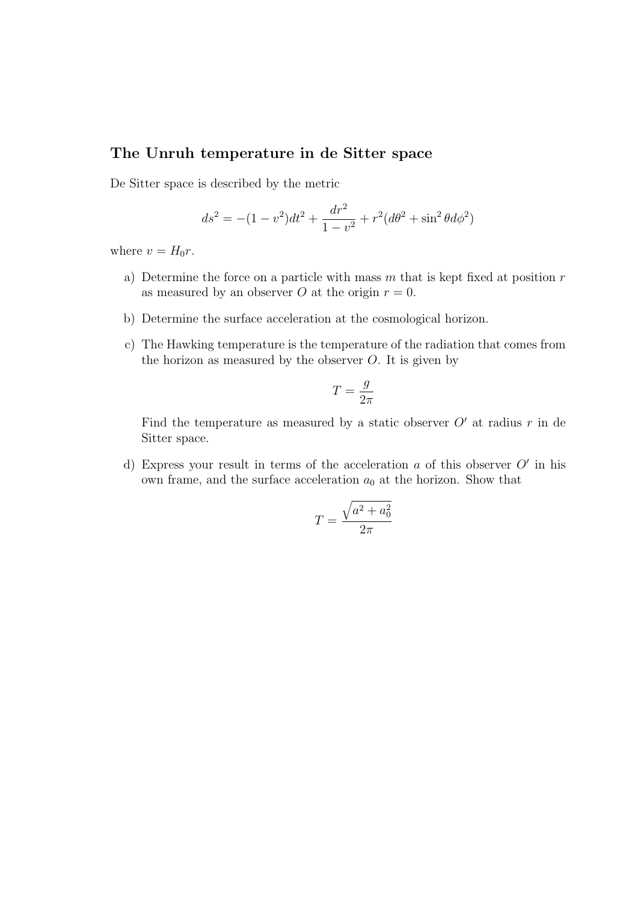## The Unruh temperature in de Sitter space

De Sitter space is described by the metric

$$ds^2 = -(1 - v^2)dt^2 + \frac{dr^2}{1 - v^2} + r^2(d\theta^2 + \sin^2\theta d\phi^2)$$

where $v = H_0 r$.

a) Determine the force on a particle with mass $m$ that is kept fixed at position $r$ as measured by an observer $O$ at the origin $r = 0$.

b) Determine the surface acceleration at the cosmological horizon.

c) The Hawking temperature is the temperature of the radiation that comes from the horizon as measured by the observer $O$. It is given by

$$T = \frac{g}{2\pi}$$

Find the temperature as measured by a static observer $O'$ at radius $r$ in de Sitter space.

d) Express your result in terms of the acceleration $a$ of this observer $O'$ in his own frame, and the surface acceleration $a_0$ at the horizon. Show that

$$T = \frac{\sqrt{a^2 + a_0^2}}{2\pi}$$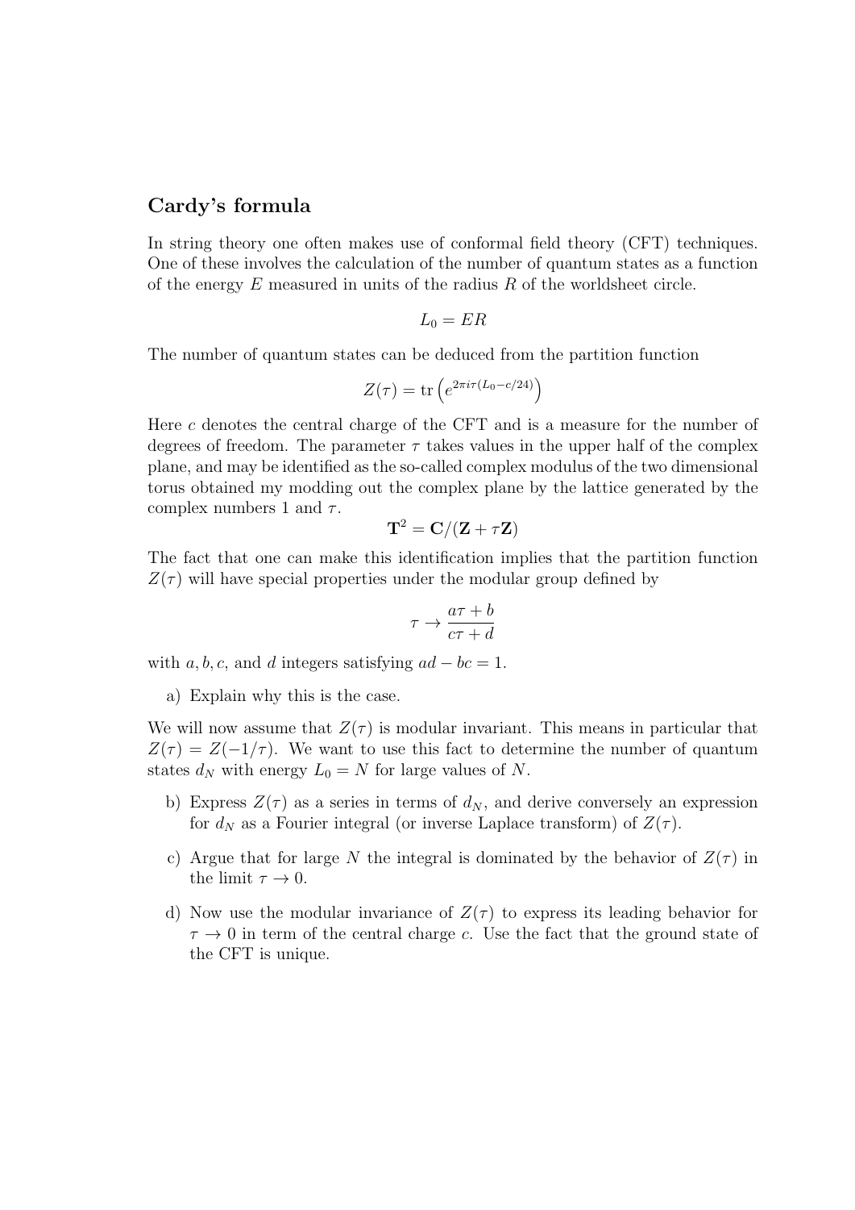## Cardy's formula

In string theory one often makes use of conformal field theory (CFT) techniques. One of these involves the calculation of the number of quantum states as a function of the energy $E$ measured in units of the radius $R$ of the worldsheet circle.

$$L_0 = ER$$

The number of quantum states can be deduced from the partition function

$$Z(\tau) = \mathrm{tr}\left(e^{2\pi i\tau(L_0 - c/24)}\right)$$

Here $c$ denotes the central charge of the CFT and is a measure for the number of degrees of freedom. The parameter $\tau$ takes values in the upper half of the complex plane, and may be identified as the so-called complex modulus of the two dimensional torus obtained my modding out the complex plane by the lattice generated by the complex numbers 1 and $\tau$.

$$\mathbf{T}^2 = \mathbf{C}/(\mathbf{Z} + \tau\mathbf{Z})$$

The fact that one can make this identification implies that the partition function $Z(\tau)$ will have special properties under the modular group defined by

$$\tau \rightarrow \frac{a\tau + b}{c\tau + d}$$

with $a, b, c$, and $d$ integers satisfying $ad - bc = 1$.

a) Explain why this is the case.

We will now assume that $Z(\tau)$ is modular invariant. This means in particular that $Z(\tau) = Z(-1/\tau)$. We want to use this fact to determine the number of quantum states $d_N$ with energy $L_0 = N$ for large values of $N$.

b) Express $Z(\tau)$ as a series in terms of $d_N$, and derive conversely an expression for $d_N$ as a Fourier integral (or inverse Laplace transform) of $Z(\tau)$.

c) Argue that for large $N$ the integral is dominated by the behavior of $Z(\tau)$ in the limit $\tau \rightarrow 0$.

d) Now use the modular invariance of $Z(\tau)$ to express its leading behavior for $\tau \rightarrow 0$ in term of the central charge $c$. Use the fact that the ground state of the CFT is unique.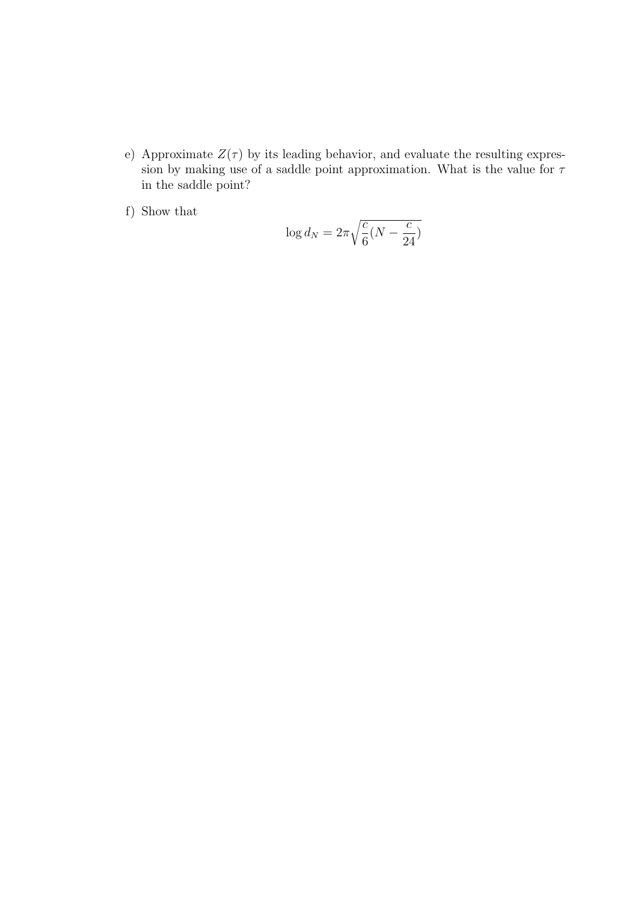e) Approximate $Z(\tau)$ by its leading behavior, and evaluate the resulting expression by making use of a saddle point approximation. What is the value for $\tau$ in the saddle point?

f) Show that

$$\log d_N = 2\pi\sqrt{\frac{c}{6}(N - \frac{c}{24})}$$